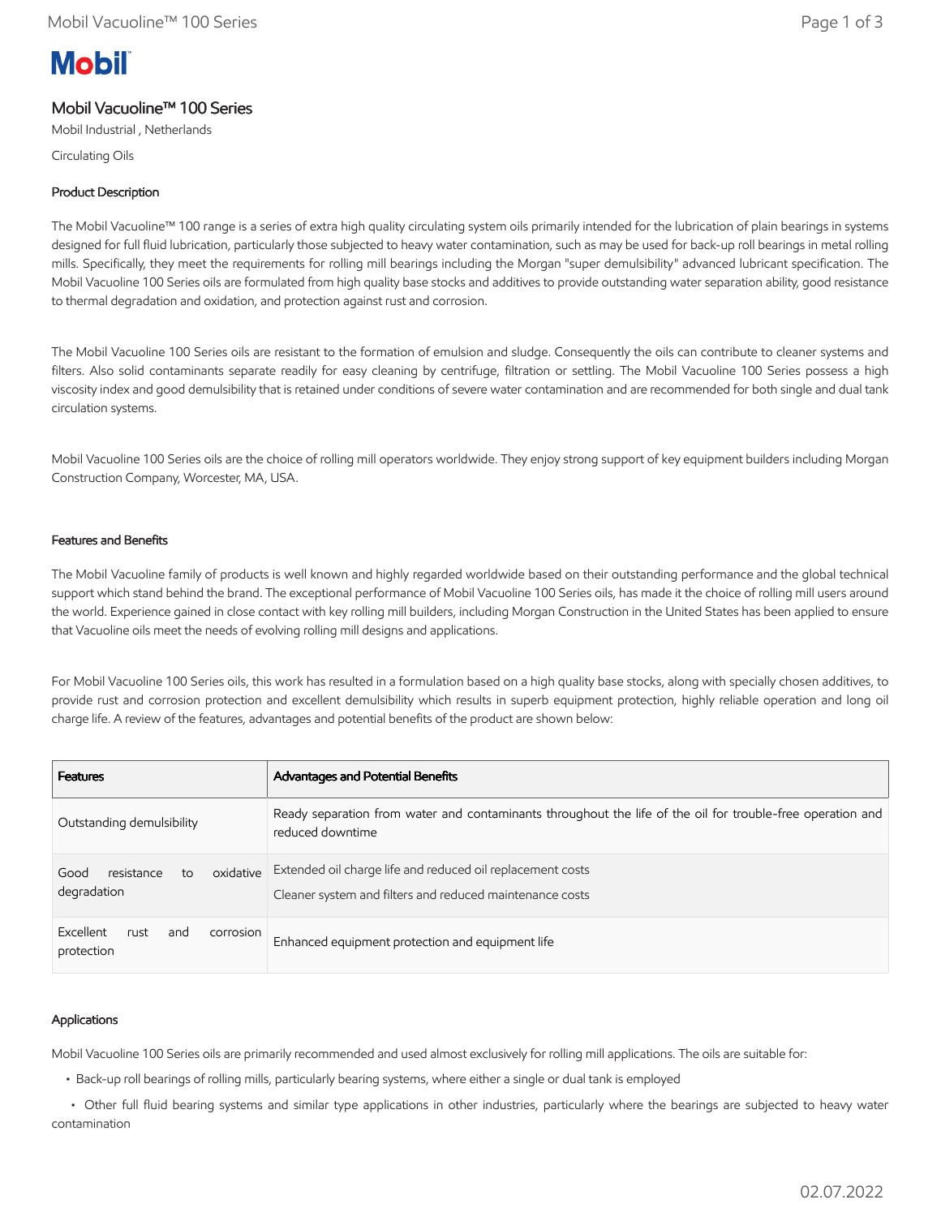# Mobil Vacuoline™ 100 Series

Mobil Industrial , Netherlands

Circulating Oils

## Product Description

The Mobil Vacuoline™ 100 range is a series of extra high quality circulating system oils primarily intended for the lubrication of plain bearings in systems designed for full fluid lubrication, particularly those subjected to heavy water contamination, such as may be used for back-up roll bearings in metal rolling mills. Specifically, they meet the requirements for rolling mill bearings including the Morgan "super demulsibility" advanced lubricant specification. The Mobil Vacuoline 100 Series oils are formulated from high quality base stocks and additives to provide outstanding water separation ability, good resistance to thermal degradation and oxidation, and protection against rust and corrosion.

The Mobil Vacuoline 100 Series oils are resistant to the formation of emulsion and sludge. Consequently the oils can contribute to cleaner systems and filters. Also solid contaminants separate readily for easy cleaning by centrifuge, filtration or settling. The Mobil Vacuoline 100 Series possess a high viscosity index and good demulsibility that is retained under conditions of severe water contamination and are recommended for both single and dual tank circulation systems.

Mobil Vacuoline 100 Series oils are the choice of rolling mill operators worldwide. They enjoy strong support of key equipment builders including Morgan Construction Company, Worcester, MA, USA.

## Features and Benefits

The Mobil Vacuoline family of products is well known and highly regarded worldwide based on their outstanding performance and the global technical support which stand behind the brand. The exceptional performance of Mobil Vacuoline 100 Series oils, has made it the choice of rolling mill users around the world. Experience gained in close contact with key rolling mill builders, including Morgan Construction in the United States has been applied to ensure that Vacuoline oils meet the needs of evolving rolling mill designs and applications.

For Mobil Vacuoline 100 Series oils, this work has resulted in a formulation based on a high quality base stocks, along with specially chosen additives, to provide rust and corrosion protection and excellent demulsibility which results in superb equipment protection, highly reliable operation and long oil charge life. A review of the features, advantages and potential benefits of the product are shown below:

| Features | Advantages and Potential Benefits |
|---|---|
| Outstanding demulsibility | Ready separation from water and contaminants throughout the life of the oil for trouble-free operation and reduced downtime |
| Good resistance to oxidative degradation | Extended oil charge life and reduced oil replacement costs<br>Cleaner system and filters and reduced maintenance costs |
| Excellent rust and corrosion protection | Enhanced equipment protection and equipment life |

## Applications

Mobil Vacuoline 100 Series oils are primarily recommended and used almost exclusively for rolling mill applications. The oils are suitable for:

- Back-up roll bearings of rolling mills, particularly bearing systems, where either a single or dual tank is employed
- Other full fluid bearing systems and similar type applications in other industries, particularly where the bearings are subjected to heavy water contamination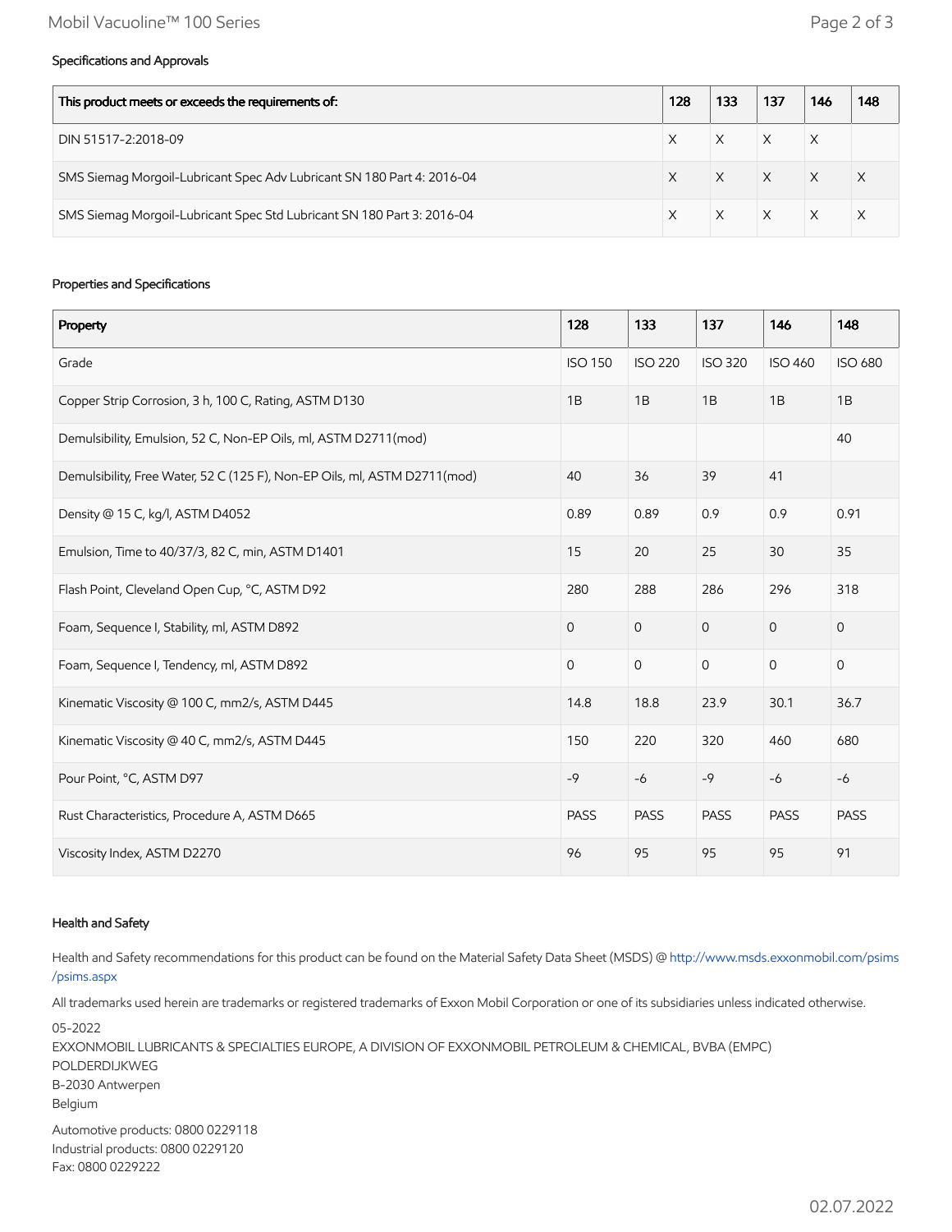### Specifications and Approvals

| This product meets or exceeds the requirements of: | 128 | 133 | 137 | 146 | 148 |
|---|---|---|---|---|---|
| DIN 51517-2:2018-09 | X | X | X | X | |
| SMS Siemag Morgoil-Lubricant Spec Adv Lubricant SN 180 Part 4: 2016-04 | X | X | X | X | X |
| SMS Siemag Morgoil-Lubricant Spec Std Lubricant SN 180 Part 3: 2016-04 | X | X | X | X | X |

### Properties and Specifications

| Property | 128 | 133 | 137 | 146 | 148 |
|---|---|---|---|---|---|
| Grade | ISO 150 | ISO 220 | ISO 320 | ISO 460 | ISO 680 |
| Copper Strip Corrosion, 3 h, 100 C, Rating, ASTM D130 | 1B | 1B | 1B | 1B | 1B |
| Demulsibility, Emulsion, 52 C, Non-EP Oils, ml, ASTM D2711(mod) | | | | | 40 |
| Demulsibility, Free Water, 52 C (125 F), Non-EP Oils, ml, ASTM D2711(mod) | 40 | 36 | 39 | 41 | |
| Density @ 15 C, kg/l, ASTM D4052 | 0.89 | 0.89 | 0.9 | 0.9 | 0.91 |
| Emulsion, Time to 40/37/3, 82 C, min, ASTM D1401 | 15 | 20 | 25 | 30 | 35 |
| Flash Point, Cleveland Open Cup, °C, ASTM D92 | 280 | 288 | 286 | 296 | 318 |
| Foam, Sequence I, Stability, ml, ASTM D892 | 0 | 0 | 0 | 0 | 0 |
| Foam, Sequence I, Tendency, ml, ASTM D892 | 0 | 0 | 0 | 0 | 0 |
| Kinematic Viscosity @ 100 C, mm2/s, ASTM D445 | 14.8 | 18.8 | 23.9 | 30.1 | 36.7 |
| Kinematic Viscosity @ 40 C, mm2/s, ASTM D445 | 150 | 220 | 320 | 460 | 680 |
| Pour Point, °C, ASTM D97 | -9 | -6 | -9 | -6 | -6 |
| Rust Characteristics, Procedure A, ASTM D665 | PASS | PASS | PASS | PASS | PASS |
| Viscosity Index, ASTM D2270 | 96 | 95 | 95 | 95 | 91 |

### Health and Safety

Health and Safety recommendations for this product can be found on the Material Safety Data Sheet (MSDS) @ http://www.msds.exxonmobil.com/psims/psims.aspx

All trademarks used herein are trademarks or registered trademarks of Exxon Mobil Corporation or one of its subsidiaries unless indicated otherwise.

05-2022
EXXONMOBIL LUBRICANTS & SPECIALTIES EUROPE, A DIVISION OF EXXONMOBIL PETROLEUM & CHEMICAL, BVBA (EMPC)
POLDERDIJKWEG
B-2030 Antwerpen
Belgium

Automotive products: 0800 0229118
Industrial products: 0800 0229120
Fax: 0800 0229222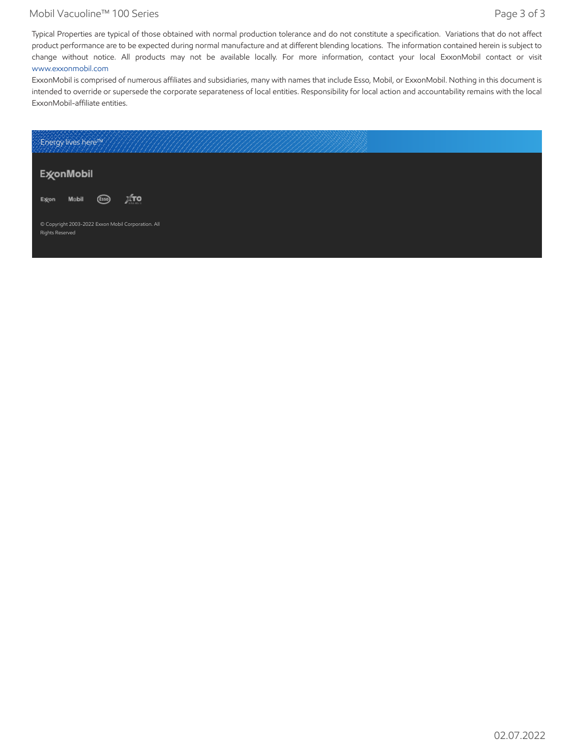Typical Properties are typical of those obtained with normal production tolerance and do not constitute a specification. Variations that do not affect product performance are to be expected during normal manufacture and at different blending locations. The information contained herein is subject to change without notice. All products may not be available locally. For more information, contact your local ExxonMobil contact or visit www.exxonmobil.com

ExxonMobil is comprised of numerous affiliates and subsidiaries, many with names that include Esso, Mobil, or ExxonMobil. Nothing in this document is intended to override or supersede the corporate separateness of local entities. Responsibility for local action and accountability remains with the local ExxonMobil-affiliate entities.

Energy lives here™

ExxonMobil

Exxon Mobil Esso XTO

© Copyright 2003-2022 Exxon Mobil Corporation. All Rights Reserved

02.07.2022